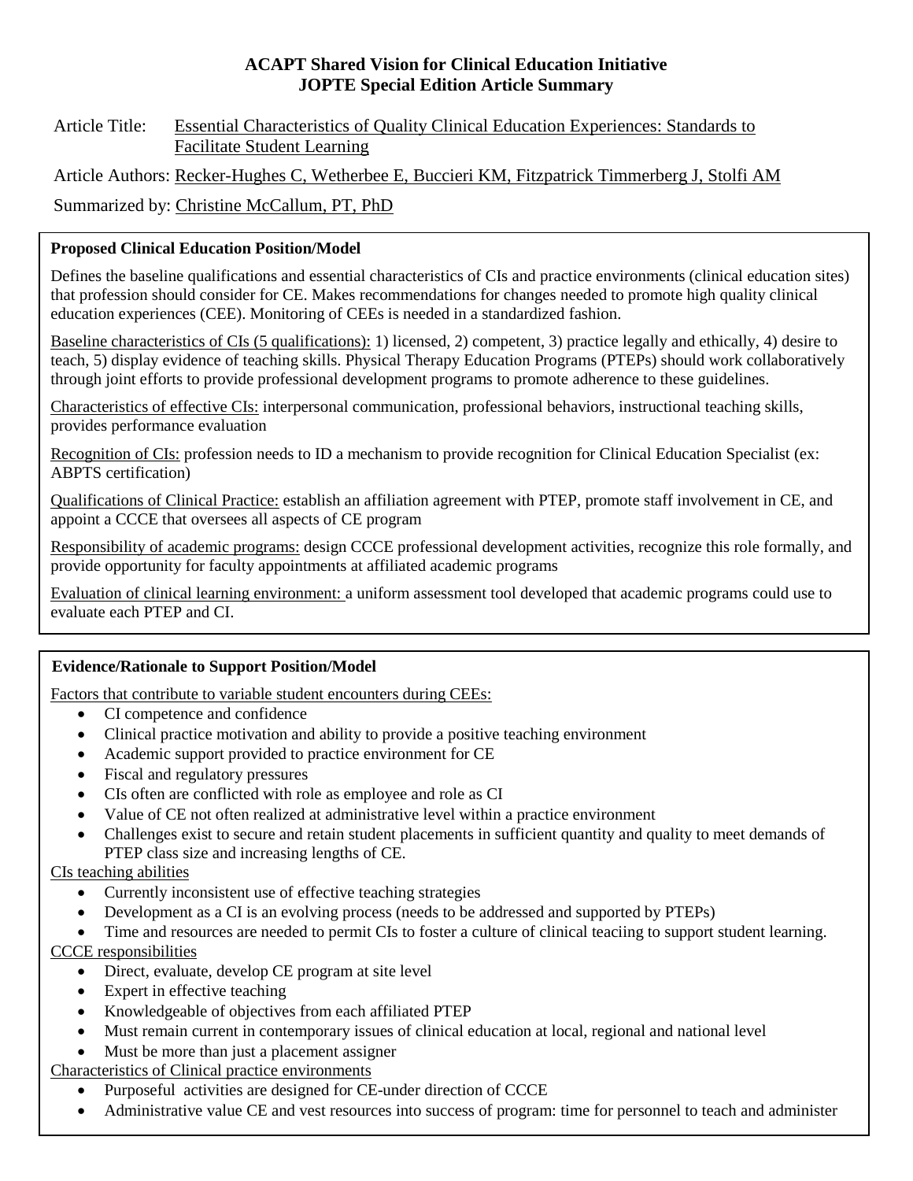# ACAPT Shared Vision for Clinical Education Initiative
# JOPTE Special Edition Article Summary

Article Title: Essential Characteristics of Quality Clinical Education Experiences: Standards to Facilitate Student Learning

Article Authors: Recker-Hughes C, Wetherbee E, Buccieri KM, Fitzpatrick Timmerberg J, Stolfi AM

Summarized by: Christine McCallum, PT, PhD

## Proposed Clinical Education Position/Model

Defines the baseline qualifications and essential characteristics of CIs and practice environments (clinical education sites) that profession should consider for CE. Makes recommendations for changes needed to promote high quality clinical education experiences (CEE). Monitoring of CEEs is needed in a standardized fashion.

Baseline characteristics of CIs (5 qualifications): 1) licensed, 2) competent, 3) practice legally and ethically, 4) desire to teach, 5) display evidence of teaching skills. Physical Therapy Education Programs (PTEPs) should work collaboratively through joint efforts to provide professional development programs to promote adherence to these guidelines.

Characteristics of effective CIs: interpersonal communication, professional behaviors, instructional teaching skills, provides performance evaluation

Recognition of CIs: profession needs to ID a mechanism to provide recognition for Clinical Education Specialist (ex: ABPTS certification)

Qualifications of Clinical Practice: establish an affiliation agreement with PTEP, promote staff involvement in CE, and appoint a CCCE that oversees all aspects of CE program

Responsibility of academic programs: design CCCE professional development activities, recognize this role formally, and provide opportunity for faculty appointments at affiliated academic programs

Evaluation of clinical learning environment: a uniform assessment tool developed that academic programs could use to evaluate each PTEP and CI.

## Evidence/Rationale to Support Position/Model

Factors that contribute to variable student encounters during CEEs:

- CI competence and confidence
- Clinical practice motivation and ability to provide a positive teaching environment
- Academic support provided to practice environment for CE
- Fiscal and regulatory pressures
- CIs often are conflicted with role as employee and role as CI
- Value of CE not often realized at administrative level within a practice environment
- Challenges exist to secure and retain student placements in sufficient quantity and quality to meet demands of PTEP class size and increasing lengths of CE.

CIs teaching abilities

- Currently inconsistent use of effective teaching strategies
- Development as a CI is an evolving process (needs to be addressed and supported by PTEPs)
- Time and resources are needed to permit CIs to foster a culture of clinical teaciing to support student learning.

CCCE responsibilities

- Direct, evaluate, develop CE program at site level
- Expert in effective teaching
- Knowledgeable of objectives from each affiliated PTEP
- Must remain current in contemporary issues of clinical education at local, regional and national level
- Must be more than just a placement assigner

Characteristics of Clinical practice environments

- Purposeful activities are designed for CE-under direction of CCCE
- Administrative value CE and vest resources into success of program: time for personnel to teach and administer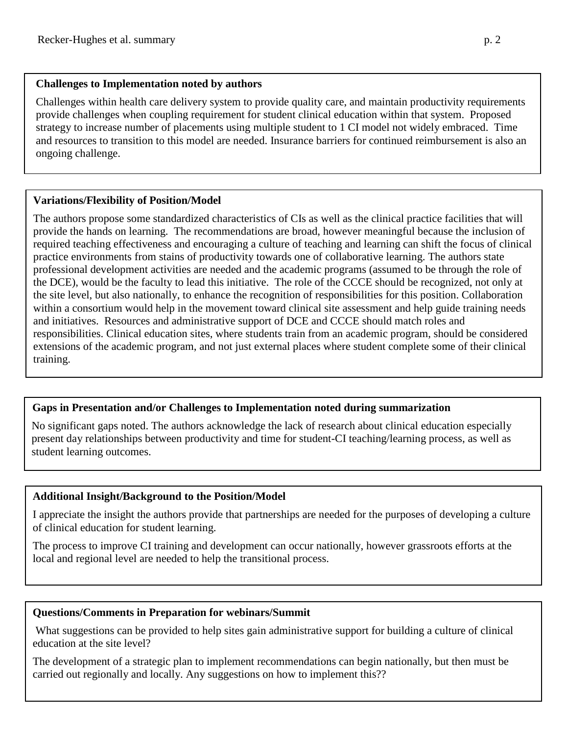### Challenges to Implementation noted by authors

Challenges within health care delivery system to provide quality care, and maintain productivity requirements provide challenges when coupling requirement for student clinical education within that system. Proposed strategy to increase number of placements using multiple student to 1 CI model not widely embraced. Time and resources to transition to this model are needed. Insurance barriers for continued reimbursement is also an ongoing challenge.

### Variations/Flexibility of Position/Model

The authors propose some standardized characteristics of CIs as well as the clinical practice facilities that will provide the hands on learning. The recommendations are broad, however meaningful because the inclusion of required teaching effectiveness and encouraging a culture of teaching and learning can shift the focus of clinical practice environments from stains of productivity towards one of collaborative learning. The authors state professional development activities are needed and the academic programs (assumed to be through the role of the DCE), would be the faculty to lead this initiative. The role of the CCCE should be recognized, not only at the site level, but also nationally, to enhance the recognition of responsibilities for this position. Collaboration within a consortium would help in the movement toward clinical site assessment and help guide training needs and initiatives. Resources and administrative support of DCE and CCCE should match roles and responsibilities. Clinical education sites, where students train from an academic program, should be considered extensions of the academic program, and not just external places where student complete some of their clinical training.

### Gaps in Presentation and/or Challenges to Implementation noted during summarization

No significant gaps noted. The authors acknowledge the lack of research about clinical education especially present day relationships between productivity and time for student-CI teaching/learning process, as well as student learning outcomes.

### Additional Insight/Background to the Position/Model

I appreciate the insight the authors provide that partnerships are needed for the purposes of developing a culture of clinical education for student learning.

The process to improve CI training and development can occur nationally, however grassroots efforts at the local and regional level are needed to help the transitional process.

### Questions/Comments in Preparation for webinars/Summit

What suggestions can be provided to help sites gain administrative support for building a culture of clinical education at the site level?

The development of a strategic plan to implement recommendations can begin nationally, but then must be carried out regionally and locally. Any suggestions on how to implement this??